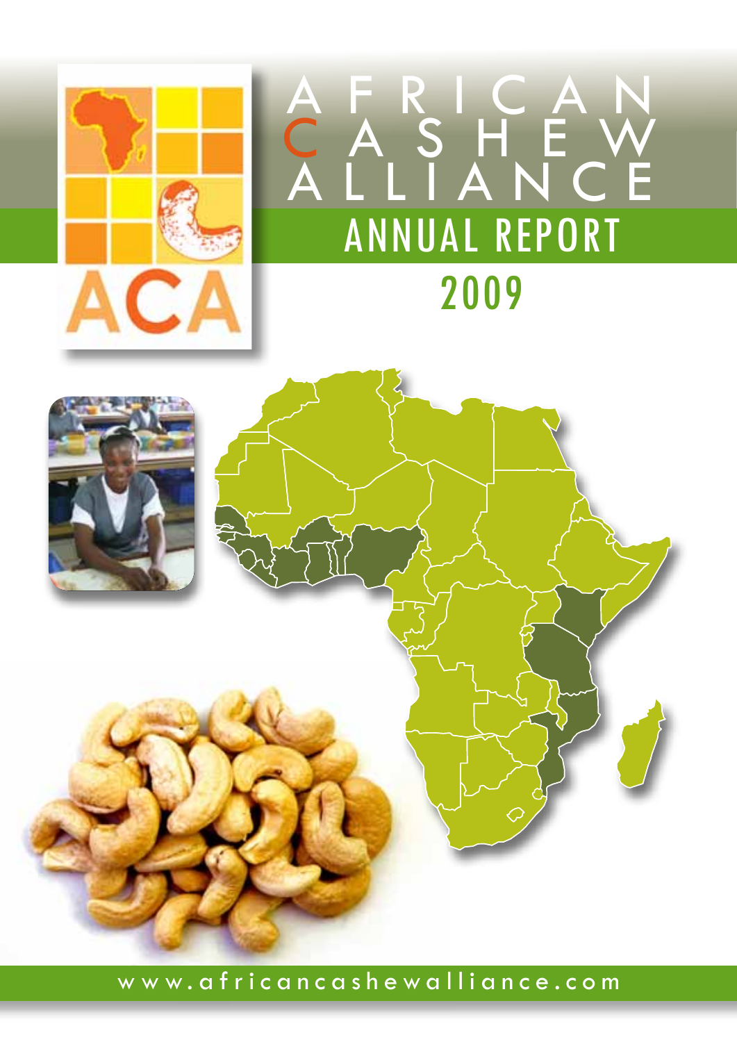# AFRICAN CASHEW ALLIANCE

## ANNUAL REPORT 2009

www.africancashewalliance.com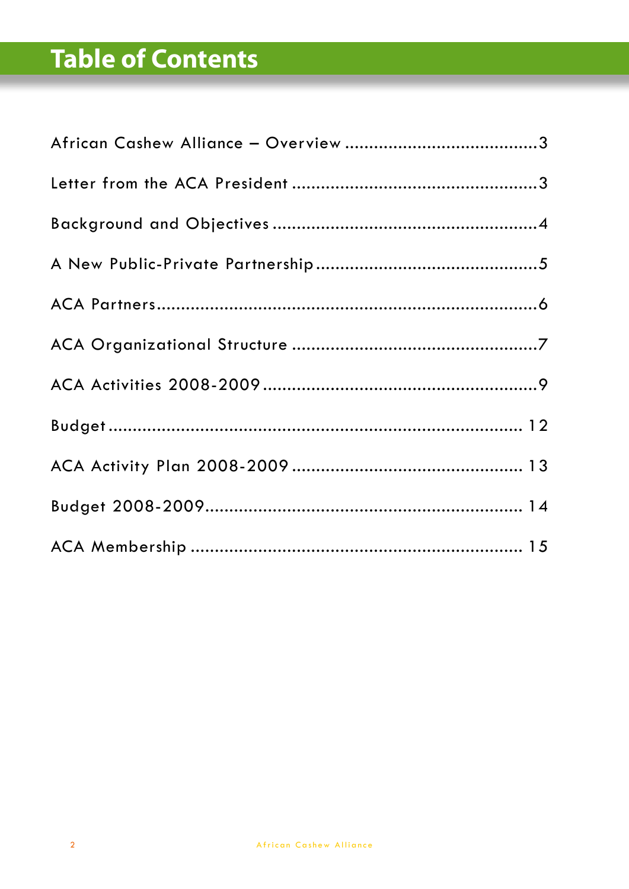# Table of Contents

African Cashew Alliance – Overview ........................................3

Letter from the ACA President ....................................................3

Background and Objectives .......................................................4

A New Public-Private Partnership..............................................5

ACA Partners..................................................................................6

ACA Organizational Structure ....................................................7

ACA Activities 2008-2009 ..........................................................9

Budget ......................................................................................... 12

ACA Activity Plan 2008-2009 ................................................. 13

Budget 2008-2009.................................................................... 14

ACA Membership ..................................................................... 15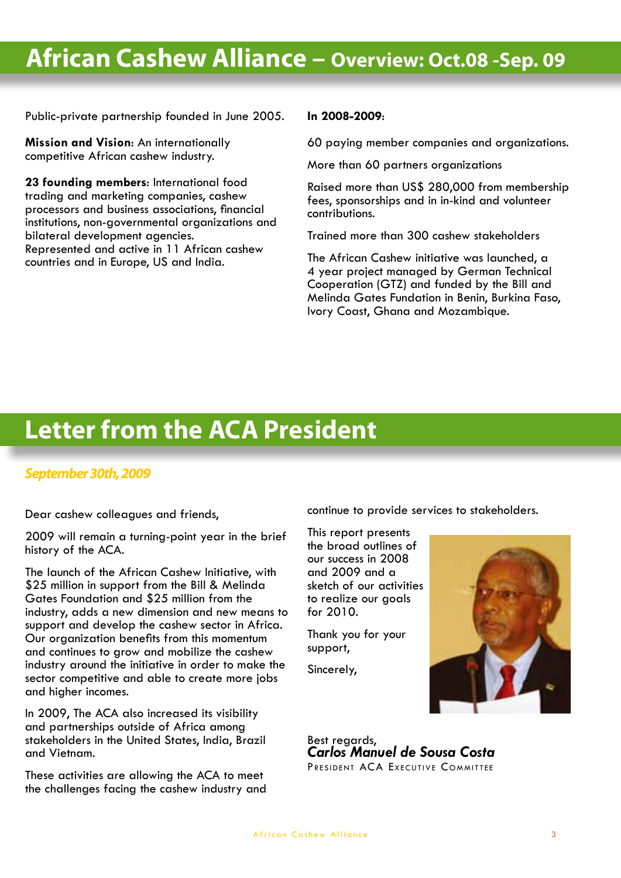# African Cashew Alliance – Overview: Oct.08 -Sep. 09

Public-private partnership founded in June 2005.

**Mission and Vision**: An internationally competitive African cashew industry.

**23 founding members**: International food trading and marketing companies, cashew processors and business associations, financial institutions, non-governmental organizations and bilateral development agencies.
Represented and active in 11 African cashew countries and in Europe, US and India.

**In 2008-2009**:

60 paying member companies and organizations.

More than 60 partners organizations

Raised more than US$ 280,000 from membership fees, sponsorships and in in-kind and volunteer contributions.

Trained more than 300 cashew stakeholders

The African Cashew initiative was launched, a 4 year project managed by German Technical Cooperation (GTZ) and funded by the Bill and Melinda Gates Fundation in Benin, Burkina Faso, Ivory Coast, Ghana and Mozambique.

# Letter from the ACA President

*September 30th, 2009*

Dear cashew colleagues and friends,

2009 will remain a turning-point year in the brief history of the ACA.

The launch of the African Cashew Initiative, with $25 million in support from the Bill & Melinda Gates Foundation and $25 million from the industry, adds a new dimension and new means to support and develop the cashew sector in Africa. Our organization benefits from this momentum and continues to grow and mobilize the cashew industry around the initiative in order to make the sector competitive and able to create more jobs and higher incomes.

In 2009, The ACA also increased its visibility and partnerships outside of Africa among stakeholders in the United States, India, Brazil and Vietnam.

These activities are allowing the ACA to meet the challenges facing the cashew industry and continue to provide services to stakeholders.

This report presents the broad outlines of our success in 2008 and 2009 and a sketch of our activities to realize our goals for 2010.

Thank you for your support,

Sincerely,

Best regards,
***Carlos Manuel de Sousa Costa***
President ACA Executive Committee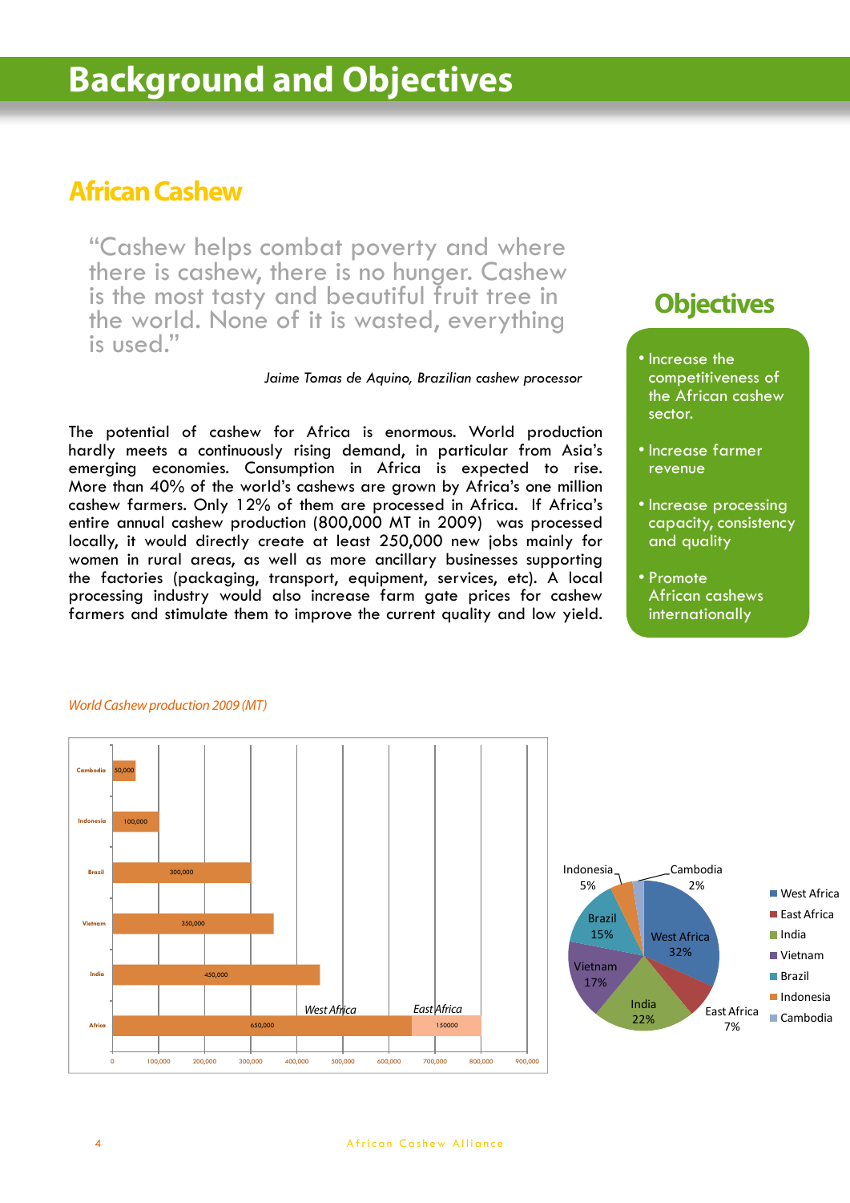# Background and Objectives

## African Cashew

> "Cashew helps combat poverty and where there is cashew, there is no hunger. Cashew is the most tasty and beautiful fruit tree in the world. None of it is wasted, everything is used."
>
> *Jaime Tomas de Aquino, Brazilian cashew processor*

The potential of cashew for Africa is enormous. World production hardly meets a continuously rising demand, in particular from Asia's emerging economies. Consumption in Africa is expected to rise. More than 40% of the world's cashews are grown by Africa's one million cashew farmers. Only 12% of them are processed in Africa. If Africa's entire annual cashew production (800,000 MT in 2009) was processed locally, it would directly create at least 250,000 new jobs mainly for women in rural areas, as well as more ancillary businesses supporting the factories (packaging, transport, equipment, services, etc). A local processing industry would also increase farm gate prices for cashew farmers and stimulate them to improve the current quality and low yield.

## Objectives

- Increase the competitiveness of the African cashew sector.
- Increase farmer revenue
- Increase processing capacity, consistency and quality
- Promote African cashews internationally

*World Cashew production 2009 (MT)*

| Country | Production (MT) |
|---|---|
| Cambodia | 50,000 |
| Indonesia | 100,000 |
| Brazil | 300,000 |
| Vietnam | 350,000 |
| India | 450,000 |
| Africa – West Africa | 650,000 |
| Africa – East Africa | 150000 |

| Region | Share |
|---|---|
| West Africa | 32% |
| East Africa | 7% |
| India | 22% |
| Vietnam | 17% |
| Brazil | 15% |
| Indonesia | 5% |
| Cambodia | 2% |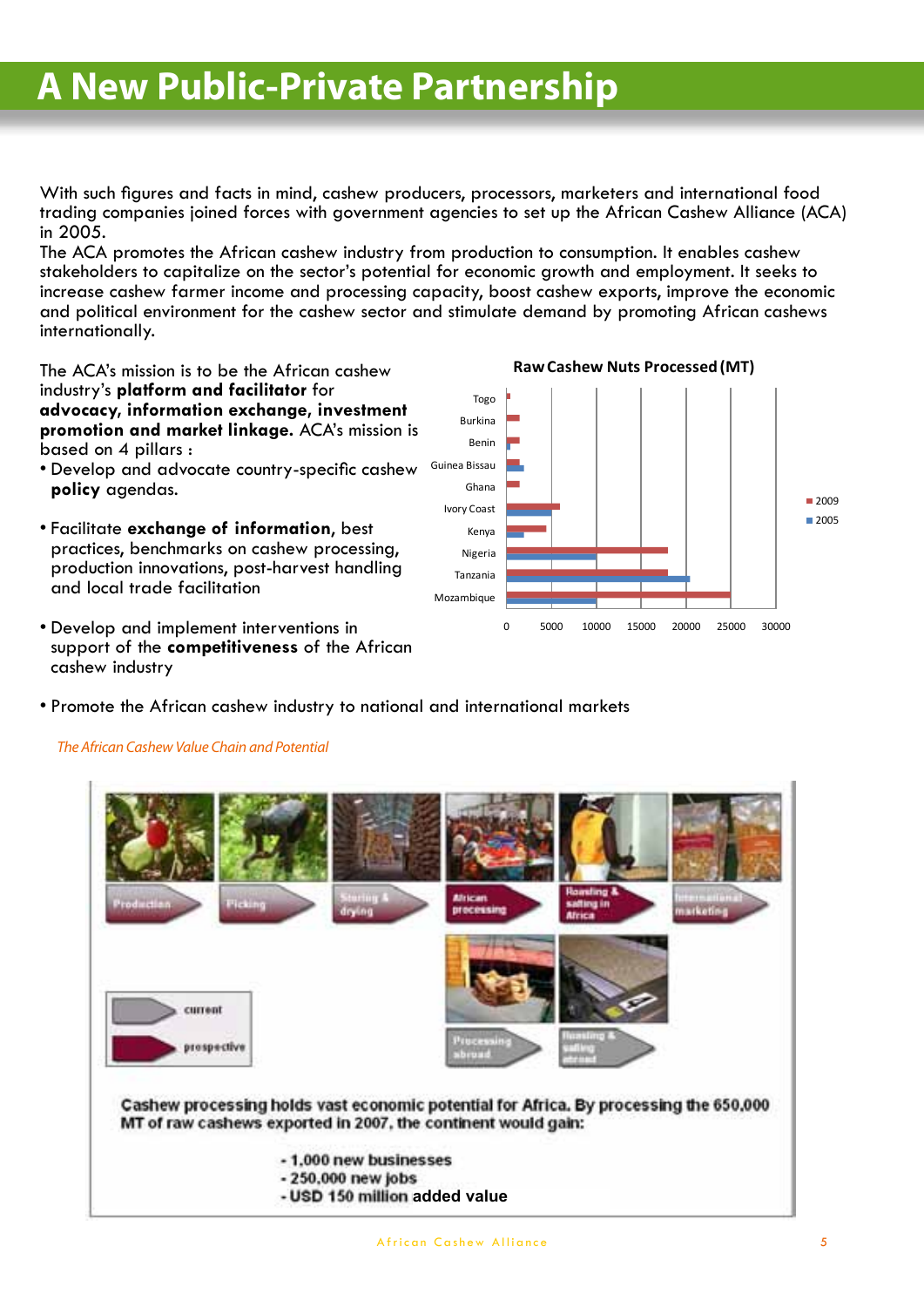# A New Public-Private Partnership

With such figures and facts in mind, cashew producers, processors, marketers and international food trading companies joined forces with government agencies to set up the African Cashew Alliance (ACA) in 2005.

The ACA promotes the African cashew industry from production to consumption. It enables cashew stakeholders to capitalize on the sector's potential for economic growth and employment. It seeks to increase cashew farmer income and processing capacity, boost cashew exports, improve the economic and political environment for the cashew sector and stimulate demand by promoting African cashews internationally.

The ACA's mission is to be the African cashew industry's **platform and facilitator** for **advocacy, information exchange, investment promotion and market linkage.** ACA's mission is based on 4 pillars :

- Develop and advocate country-specific cashew **policy** agendas.
- Facilitate **exchange of information**, best practices, benchmarks on cashew processing, production innovations, post-harvest handling and local trade facilitation
- Develop and implement interventions in support of the **competitiveness** of the African cashew industry
- Promote the African cashew industry to national and international markets

**Raw Cashew Nuts Processed (MT)**

Countries: Togo, Burkina, Benin, Guinea Bissau, Ghana, Ivory Coast, Kenya, Nigeria, Tanzania, Mozambique. Series: 2009, 2005. Axis: 0, 5000, 10000, 15000, 20000, 25000, 30000.

*The African Cashew Value Chain and Potential*

Production → Picking → Storing & drying → African processing → Roasting & salting in Africa → International marketing

Processing abroad → Roasting & salting abroad

current / prospective

Cashew processing holds vast economic potential for Africa. By processing the 650,000 MT of raw cashews exported in 2007, the continent would gain:

- 1,000 new businesses
- 250,000 new jobs
- USD 150 million added value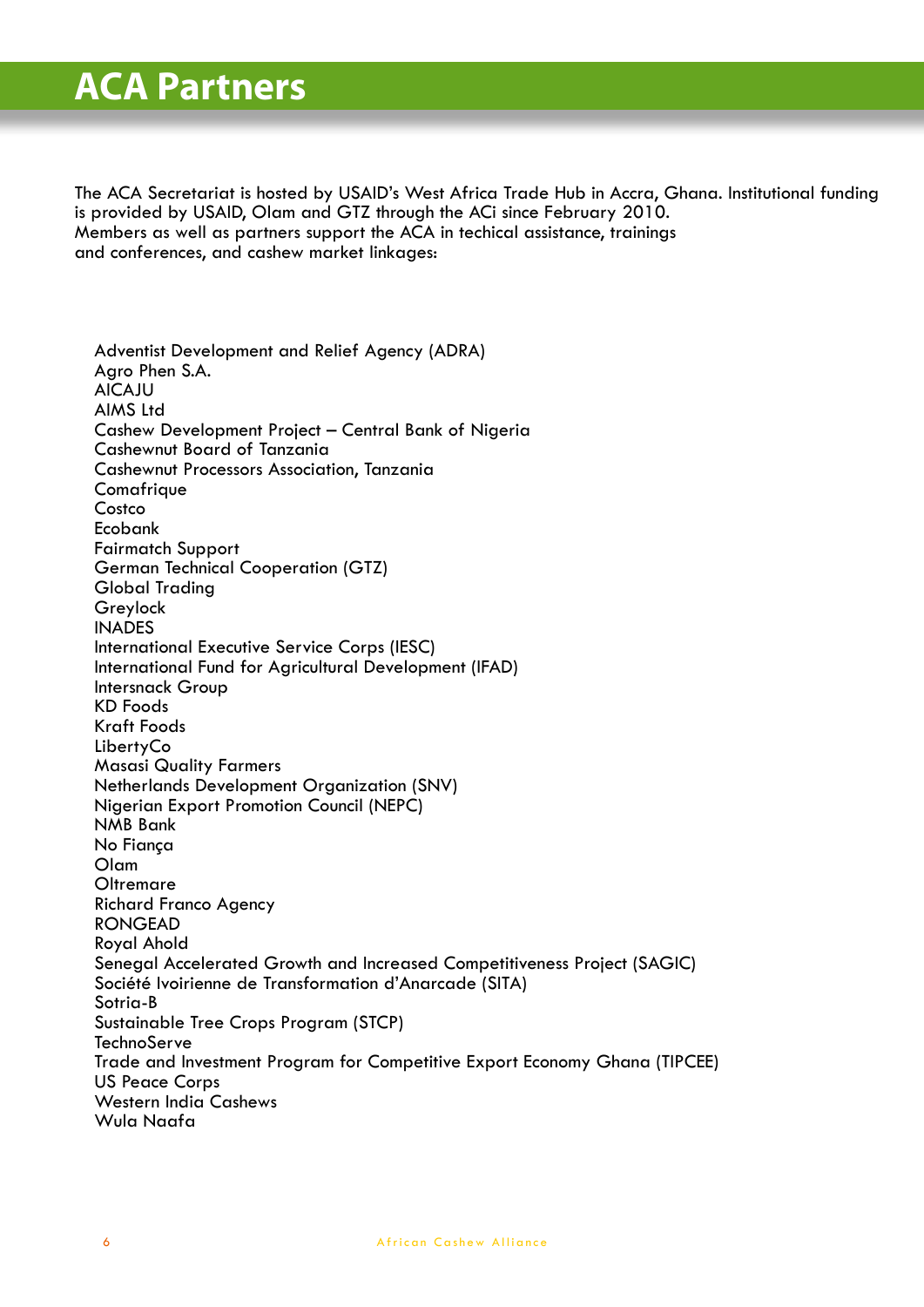# ACA Partners

The ACA Secretariat is hosted by USAID's West Africa Trade Hub in Accra, Ghana. Institutional funding is provided by USAID, Olam and GTZ through the ACi since February 2010.
Members as well as partners support the ACA in techical assistance, trainings and conferences, and cashew market linkages:

Adventist Development and Relief Agency (ADRA)
Agro Phen S.A.
AICAJU
AIMS Ltd
Cashew Development Project – Central Bank of Nigeria
Cashewnut Board of Tanzania
Cashewnut Processors Association, Tanzania
Comafrique
Costco
Ecobank
Fairmatch Support
German Technical Cooperation (GTZ)
Global Trading
Greylock
INADES
International Executive Service Corps (IESC)
International Fund for Agricultural Development (IFAD)
Intersnack Group
KD Foods
Kraft Foods
LibertyCo
Masasi Quality Farmers
Netherlands Development Organization (SNV)
Nigerian Export Promotion Council (NEPC)
NMB Bank
No Fiança
Olam
Oltremare
Richard Franco Agency
RONGEAD
Royal Ahold
Senegal Accelerated Growth and Increased Competitiveness Project (SAGIC)
Société Ivoirienne de Transformation d'Anarcade (SITA)
Sotria-B
Sustainable Tree Crops Program (STCP)
TechnoServe
Trade and Investment Program for Competitive Export Economy Ghana (TIPCEE)
US Peace Corps
Western India Cashews
Wula Naafa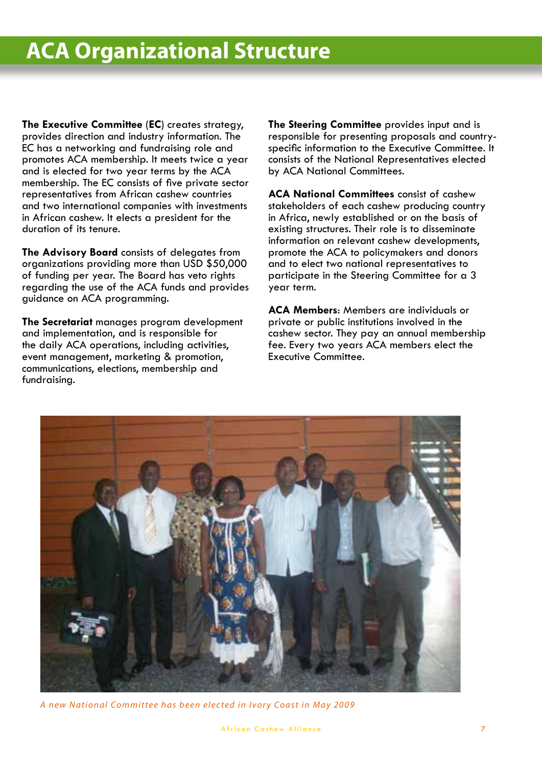# ACA Organizational Structure

**The Executive Committee** (**EC**) creates strategy, provides direction and industry information. The EC has a networking and fundraising role and promotes ACA membership. It meets twice a year and is elected for two year terms by the ACA membership. The EC consists of five private sector representatives from African cashew countries and two international companies with investments in African cashew. It elects a president for the duration of its tenure.

**The Advisory Board** consists of delegates from organizations providing more than USD $50,000 of funding per year. The Board has veto rights regarding the use of the ACA funds and provides guidance on ACA programming.

**The Secretariat** manages program development and implementation, and is responsible for the daily ACA operations, including activities, event management, marketing & promotion, communications, elections, membership and fundraising.

**The Steering Committee** provides input and is responsible for presenting proposals and country-specific information to the Executive Committee. It consists of the National Representatives elected by ACA National Committees.

**ACA National Committees** consist of cashew stakeholders of each cashew producing country in Africa, newly established or on the basis of existing structures. Their role is to disseminate information on relevant cashew developments, promote the ACA to policymakers and donors and to elect two national representatives to participate in the Steering Committee for a 3 year term.

**ACA Members**: Members are individuals or private or public institutions involved in the cashew sector. They pay an annual membership fee. Every two years ACA members elect the Executive Committee.

*A new National Committee has been elected in Ivory Coast in May 2009*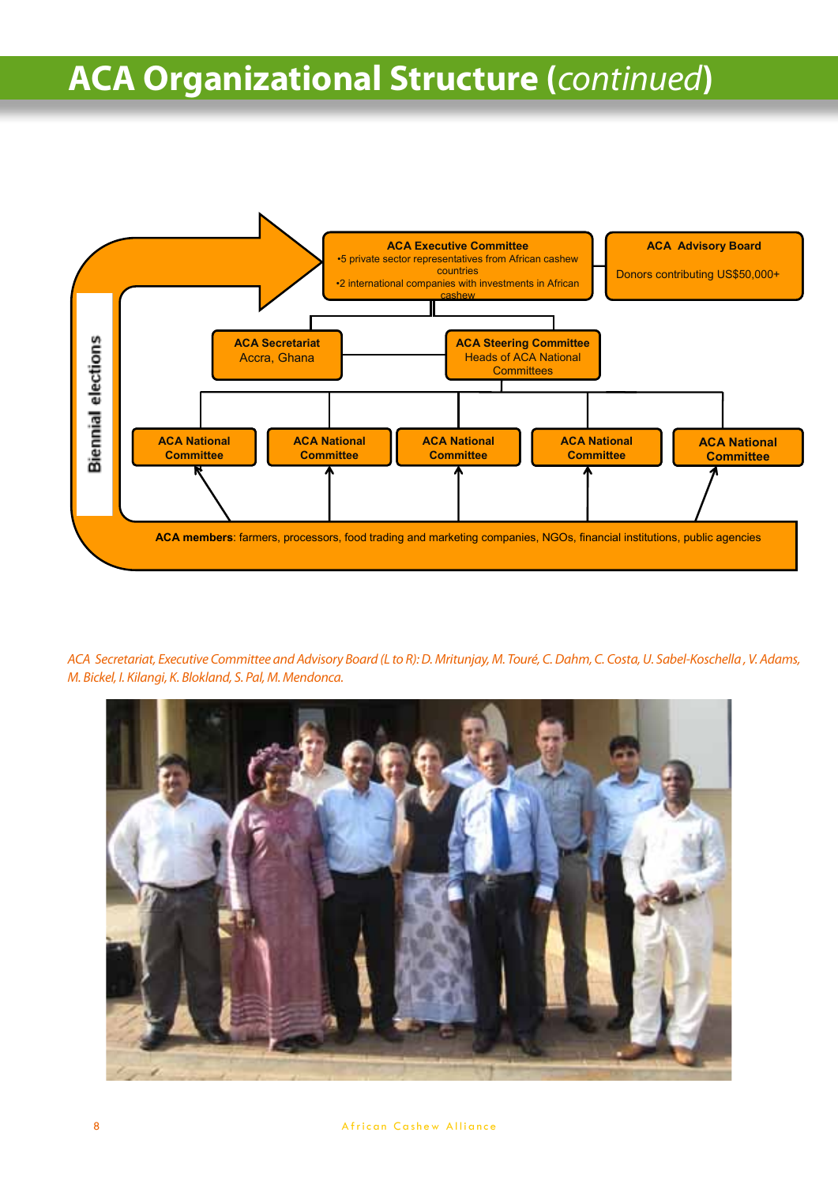# ACA Organizational Structure (*continued*)

**ACA Executive Committee**
- 5 private sector representatives from African cashew countries
- 2 international companies with investments in African cashew

**ACA Advisory Board**
Donors contributing US$50,000+

**ACA Secretariat**
Accra, Ghana

**ACA Steering Committee**
Heads of ACA National Committees

**ACA National Committee** | **ACA National Committee** | **ACA National Committee** | **ACA National Committee** | **ACA National Committee**

**ACA members**: farmers, processors, food trading and marketing companies, NGOs, financial institutions, public agencies

**Biennial elections**

*ACA Secretariat, Executive Committee and Advisory Board (L to R): D. Mritunjay, M. Touré, C. Dahm, C. Costa, U. Sabel-Koschella , V. Adams, M. Bickel, I. Kilangi, K. Blokland, S. Pal, M. Mendonca.*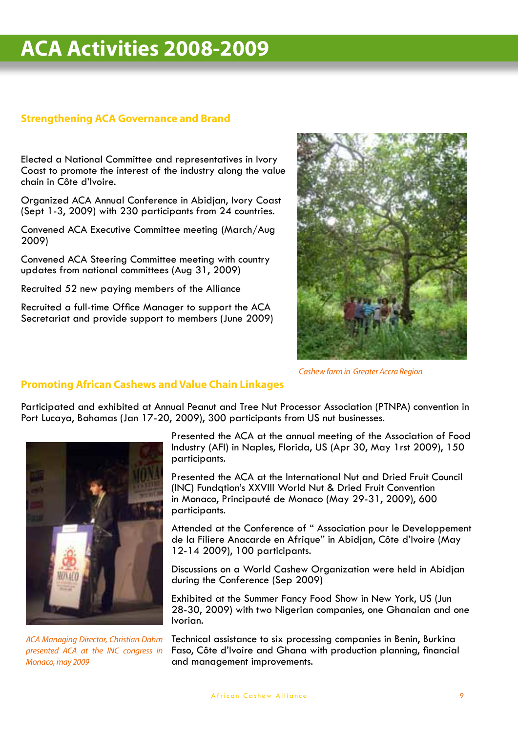# ACA Activities 2008-2009

## Strengthening ACA Governance and Brand

Elected a National Committee and representatives in Ivory Coast to promote the interest of the industry along the value chain in Côte d'Ivoire.

Organized ACA Annual Conference in Abidjan, Ivory Coast (Sept 1-3, 2009) with 230 participants from 24 countries.

Convened ACA Executive Committee meeting (March/Aug 2009)

Convened ACA Steering Committee meeting with country updates from national committees (Aug 31, 2009)

Recruited 52 new paying members of the Alliance

Recruited a full-time Office Manager to support the ACA Secretariat and provide support to members (June 2009)

*Cashew farm in Greater Accra Region*

## Promoting African Cashews and Value Chain Linkages

Participated and exhibited at Annual Peanut and Tree Nut Processor Association (PTNPA) convention in Port Lucaya, Bahamas (Jan 17-20, 2009), 300 participants from US nut businesses.

Presented the ACA at the annual meeting of the Association of Food Industry (AFI) in Naples, Florida, US (Apr 30, May 1rst 2009), 150 participants.

Presented the ACA at the International Nut and Dried Fruit Council (INC) Fundqtion's XXVIII World Nut & Dried Fruit Convention in Monaco, Principauté de Monaco (May 29-31, 2009), 600 participants.

Attended at the Conference of " Association pour le Developpement de la Filiere Anacarde en Afrique" in Abidjan, Côte d'Ivoire (May 12-14 2009), 100 participants.

Discussions on a World Cashew Organization were held in Abidjan during the Conference (Sep 2009)

Exhibited at the Summer Fancy Food Show in New York, US (Jun 28-30, 2009) with two Nigerian companies, one Ghanaian and one Ivorian.

Technical assistance to six processing companies in Benin, Burkina Faso, Côte d'Ivoire and Ghana with production planning, financial and management improvements.

*ACA Managing Director, Christian Dahm presented ACA at the INC congress in Monaco, may 2009*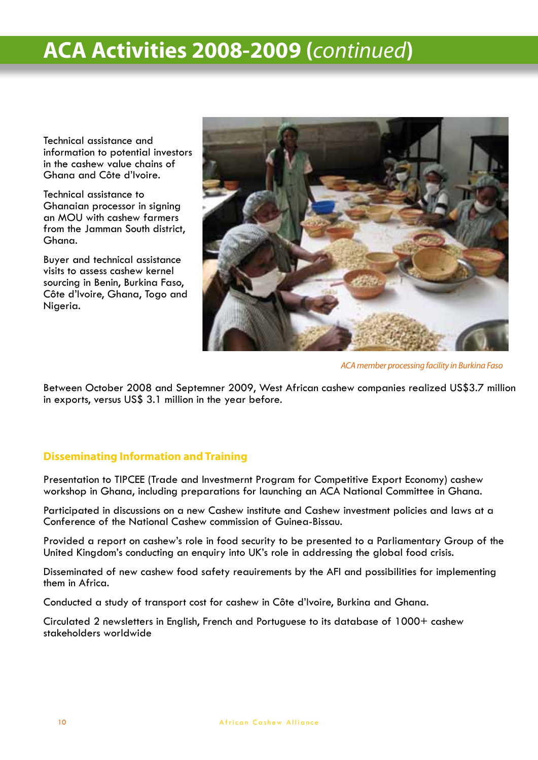# ACA Activities 2008-2009 (*continued*)

Technical assistance and information to potential investors in the cashew value chains of Ghana and Côte d'Ivoire.

Technical assistance to Ghanaian processor in signing an MOU with cashew farmers from the Jamman South district, Ghana.

Buyer and technical assistance visits to assess cashew kernel sourcing in Benin, Burkina Faso, Côte d'Ivoire, Ghana, Togo and Nigeria.

*ACA member processing facility in Burkina Faso*

Between October 2008 and Septemner 2009, West African cashew companies realized US$3.7 million in exports, versus US$ 3.1 million in the year before.

## Disseminating Information and Training

Presentation to TIPCEE (Trade and Investmernt Program for Competitive Export Economy) cashew workshop in Ghana, including preparations for launching an ACA National Committee in Ghana.

Participated in discussions on a new Cashew institute and Cashew investment policies and laws at a Conference of the National Cashew commission of Guinea-Bissau.

Provided a report on cashew's role in food security to be presented to a Parliamentary Group of the United Kingdom's conducting an enquiry into UK's role in addressing the global food crisis.

Disseminated of new cashew food safety reauirements by the AFI and possibilities for implementing them in Africa.

Conducted a study of transport cost for cashew in Côte d'Ivoire, Burkina and Ghana.

Circulated 2 newsletters in English, French and Portuguese to its database of 1000+ cashew stakeholders worldwide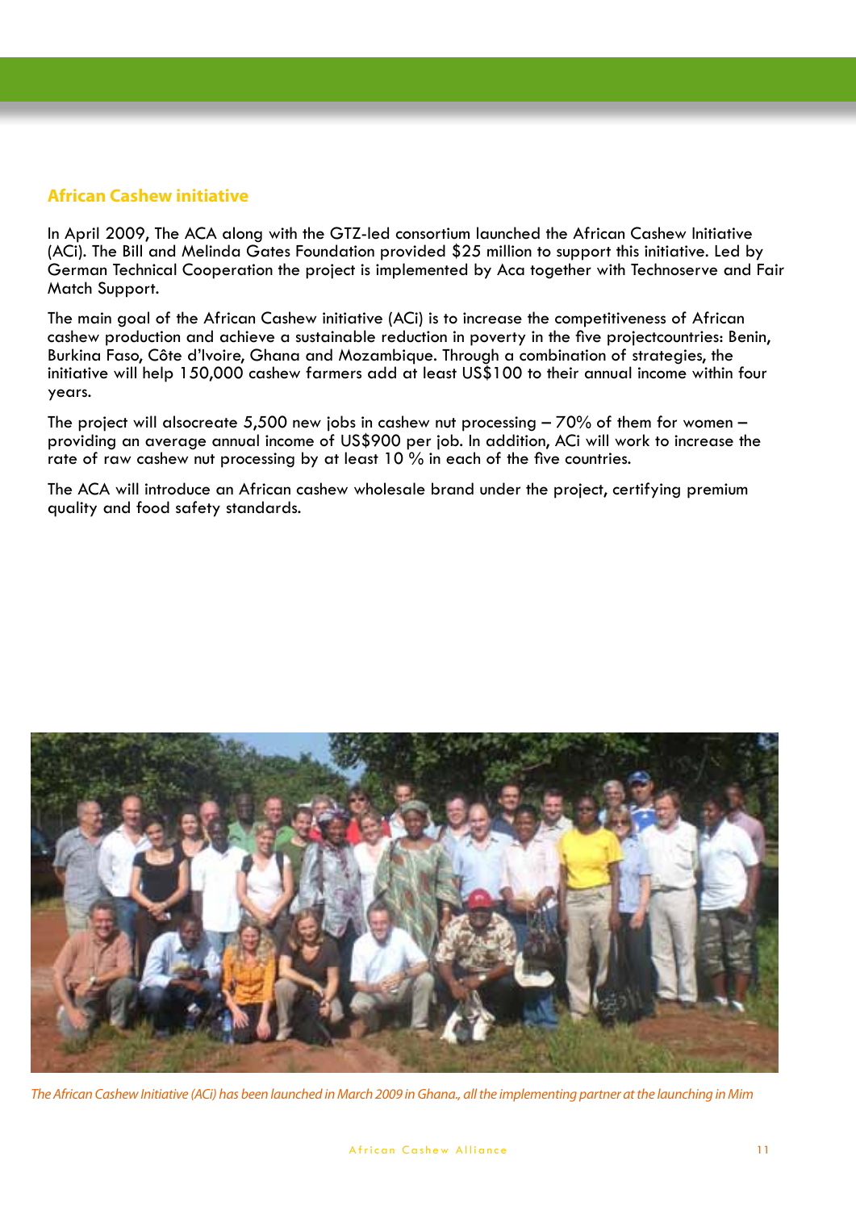## African Cashew initiative

In April 2009, The ACA along with the GTZ-led consortium launched the African Cashew Initiative (ACi). The Bill and Melinda Gates Foundation provided $25 million to support this initiative. Led by German Technical Cooperation the project is implemented by Aca together with Technoserve and Fair Match Support.

The main goal of the African Cashew initiative (ACi) is to increase the competitiveness of African cashew production and achieve a sustainable reduction in poverty in the five projectcountries: Benin, Burkina Faso, Côte d'Ivoire, Ghana and Mozambique. Through a combination of strategies, the initiative will help 150,000 cashew farmers add at least US$100 to their annual income within four years.

The project will alsocreate 5,500 new jobs in cashew nut processing – 70% of them for women – providing an average annual income of US$900 per job. In addition, ACi will work to increase the rate of raw cashew nut processing by at least 10 % in each of the five countries.

The ACA will introduce an African cashew wholesale brand under the project, certifying premium quality and food safety standards.

*The African Cashew Initiative (ACi) has been launched in March 2009 in Ghana., all the implementing partner at the launching in Mim*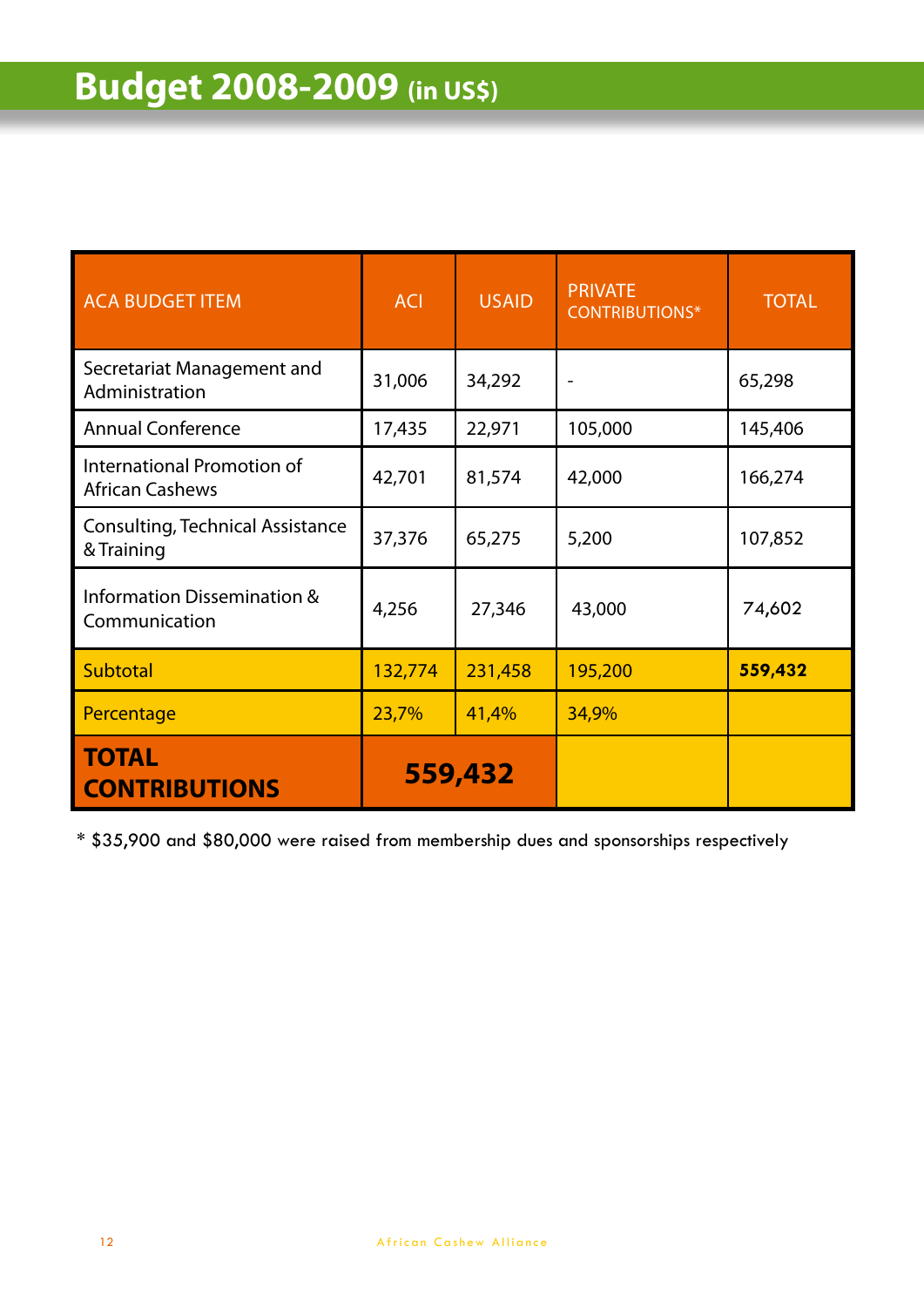# Budget 2008-2009 (in US$)

| ACA BUDGET ITEM | ACI | USAID | PRIVATE CONTRIBUTIONS* | TOTAL |
|---|---|---|---|---|
| Secretariat Management and Administration | 31,006 | 34,292 | - | 65,298 |
| Annual Conference | 17,435 | 22,971 | 105,000 | 145,406 |
| International Promotion of African Cashews | 42,701 | 81,574 | 42,000 | 166,274 |
| Consulting, Technical Assistance & Training | 37,376 | 65,275 | 5,200 | 107,852 |
| Information Dissemination & Communication | 4,256 | 27,346 | 43,000 | 74,602 |
| Subtotal | 132,774 | 231,458 | 195,200 | **559,432** |
| Percentage | 23,7% | 41,4% | 34,9% | |
| **TOTAL CONTRIBUTIONS** | **559,432** | | | |

* $35,900 and $80,000 were raised from membership dues and sponsorships respectively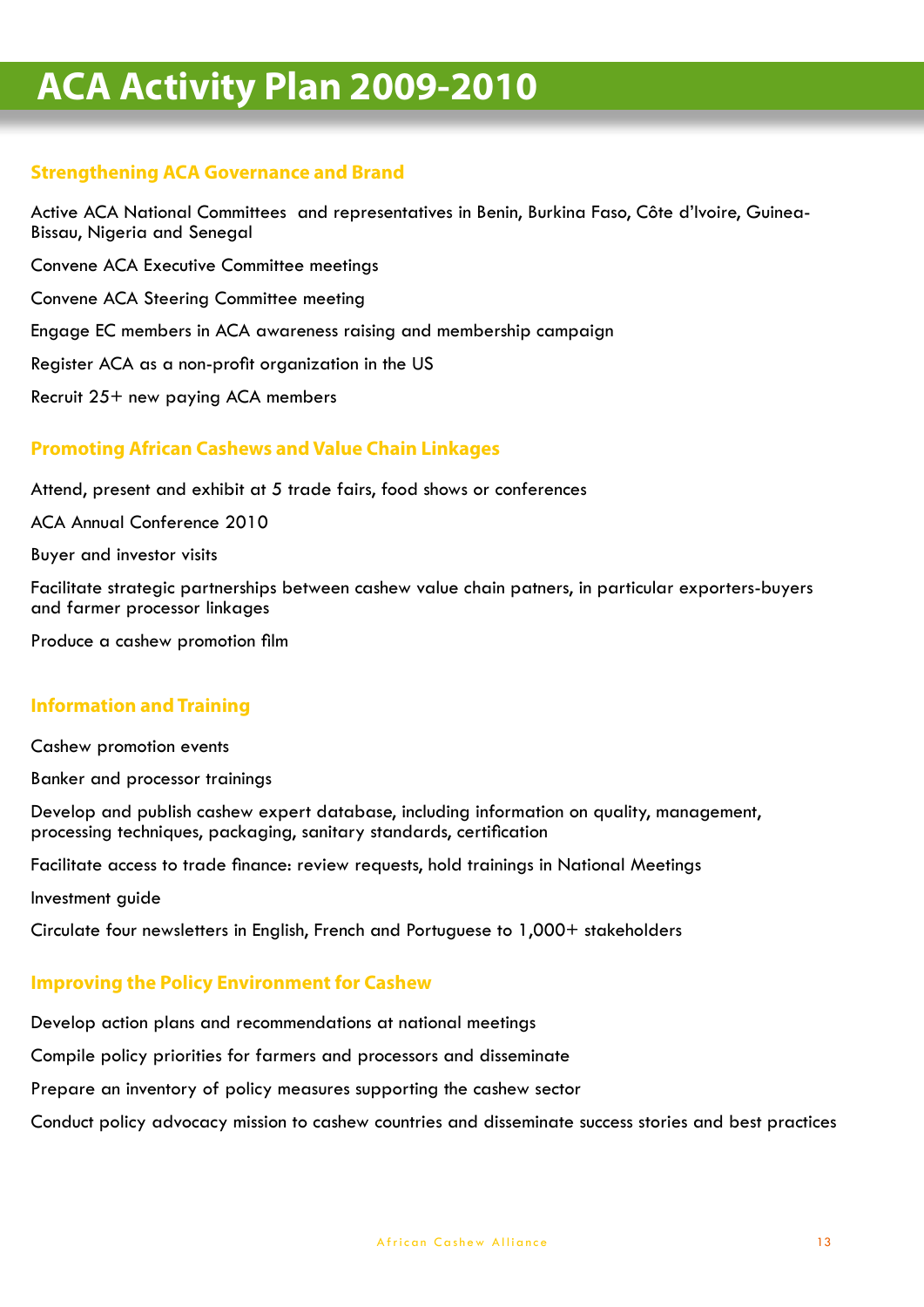# ACA Activity Plan 2009-2010

## Strengthening ACA Governance and Brand

Active ACA National Committees and representatives in Benin, Burkina Faso, Côte d'Ivoire, Guinea-Bissau, Nigeria and Senegal

Convene ACA Executive Committee meetings

Convene ACA Steering Committee meeting

Engage EC members in ACA awareness raising and membership campaign

Register ACA as a non-profit organization in the US

Recruit 25+ new paying ACA members

## Promoting African Cashews and Value Chain Linkages

Attend, present and exhibit at 5 trade fairs, food shows or conferences

ACA Annual Conference 2010

Buyer and investor visits

Facilitate strategic partnerships between cashew value chain patners, in particular exporters-buyers and farmer processor linkages

Produce a cashew promotion film

## Information and Training

Cashew promotion events

Banker and processor trainings

Develop and publish cashew expert database, including information on quality, management, processing techniques, packaging, sanitary standards, certification

Facilitate access to trade finance: review requests, hold trainings in National Meetings

Investment guide

Circulate four newsletters in English, French and Portuguese to 1,000+ stakeholders

## Improving the Policy Environment for Cashew

Develop action plans and recommendations at national meetings

Compile policy priorities for farmers and processors and disseminate

Prepare an inventory of policy measures supporting the cashew sector

Conduct policy advocacy mission to cashew countries and disseminate success stories and best practices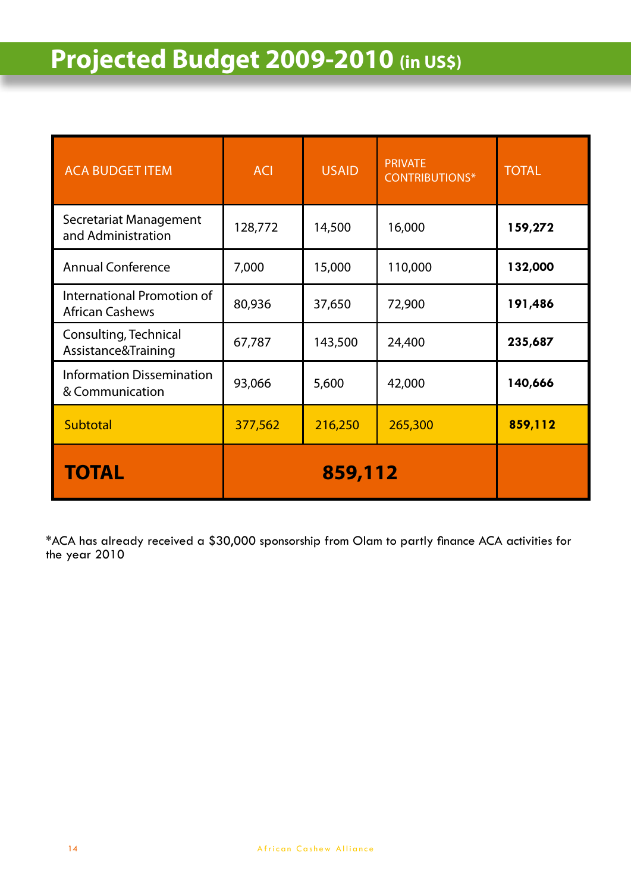# Projected Budget 2009-2010 (in US$)

| ACA BUDGET ITEM | ACI | USAID | PRIVATE CONTRIBUTIONS* | TOTAL |
| --- | --- | --- | --- | --- |
| Secretariat Management and Administration | 128,772 | 14,500 | 16,000 | **159,272** |
| Annual Conference | 7,000 | 15,000 | 110,000 | **132,000** |
| International Promotion of African Cashews | 80,936 | 37,650 | 72,900 | **191,486** |
| Consulting, Technical Assistance&Training | 67,787 | 143,500 | 24,400 | **235,687** |
| Information Dissemination & Communication | 93,066 | 5,600 | 42,000 | **140,666** |
| Subtotal | 377,562 | 216,250 | 265,300 | **859,112** |
| **TOTAL** | **859,112** | | | |

*ACA has already received a $30,000 sponsorship from Olam to partly finance ACA activities for the year 2010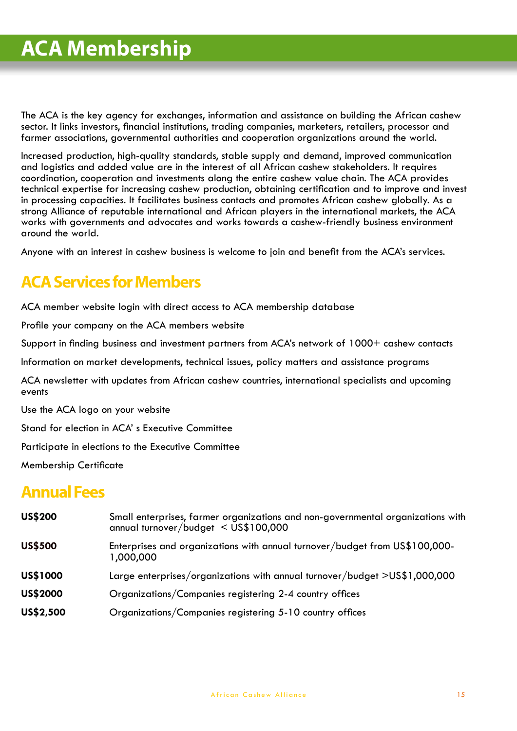# ACA Membership

The ACA is the key agency for exchanges, information and assistance on building the African cashew sector. It links investors, financial institutions, trading companies, marketers, retailers, processor and farmer associations, governmental authorities and cooperation organizations around the world.

Increased production, high-quality standards, stable supply and demand, improved communication and logistics and added value are in the interest of all African cashew stakeholders. It requires coordination, cooperation and investments along the entire cashew value chain. The ACA provides technical expertise for increasing cashew production, obtaining certification and to improve and invest in processing capacities. It facilitates business contacts and promotes African cashew globally. As a strong Alliance of reputable international and African players in the international markets, the ACA works with governments and advocates and works towards a cashew-friendly business environment around the world.

Anyone with an interest in cashew business is welcome to join and benefit from the ACA's services.

## ACA Services for Members

ACA member website login with direct access to ACA membership database

Profile your company on the ACA members website

Support in finding business and investment partners from ACA's network of 1000+ cashew contacts

Information on market developments, technical issues, policy matters and assistance programs

ACA newsletter with updates from African cashew countries, international specialists and upcoming events

Use the ACA logo on your website

Stand for election in ACA' s Executive Committee

Participate in elections to the Executive Committee

Membership Certificate

## Annual Fees

| | |
|---|---|
| **US$200** | Small enterprises, farmer organizations and non-governmental organizations with annual turnover/budget < US$100,000 |
| **US$500** | Enterprises and organizations with annual turnover/budget from US$100,000-1,000,000 |
| **US$1000** | Large enterprises/organizations with annual turnover/budget >US$1,000,000 |
| **US$2000** | Organizations/Companies registering 2-4 country offices |
| **US$2,500** | Organizations/Companies registering 5-10 country offices |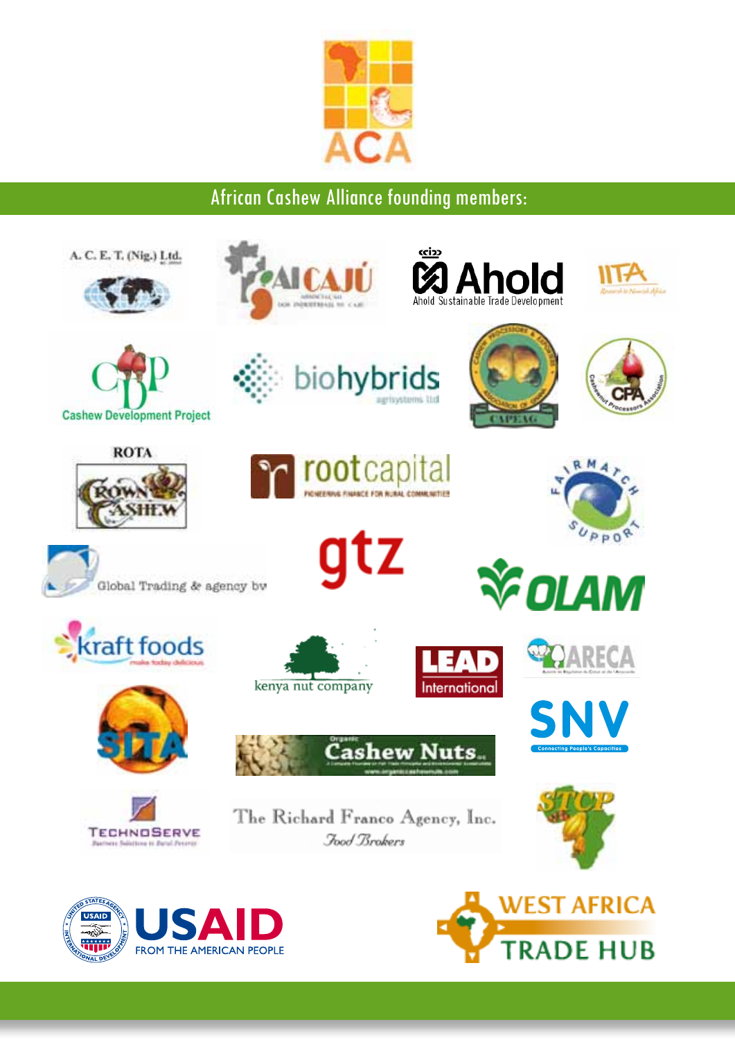ACA

# African Cashew Alliance founding members:

A. C. E. T. (Nig.) Ltd.

AICAJÚ

Ahold Sustainable Trade Development

IITA

Cashew Development Project

biohybrids agrisystems ltd

CAPEAG

CPA Cashewnut Processors Association

ROTA Crown Cashew

rootcapital PIONEERING FINANCE FOR RURAL COMMUNITIES

Fairmatch Support

Global Trading & agency bv

gtz

OLAM

kraft foods make today delicious

kenya nut company

LEAD International

ARECA

SITA

Organic Cashew Nuts

SNV Connecting People's Capacities

TechnoServe Business Solutions to Rural Poverty

The Richard Franco Agency, Inc. Food Brokers

STCP

USAID FROM THE AMERICAN PEOPLE

WEST AFRICA TRADE HUB